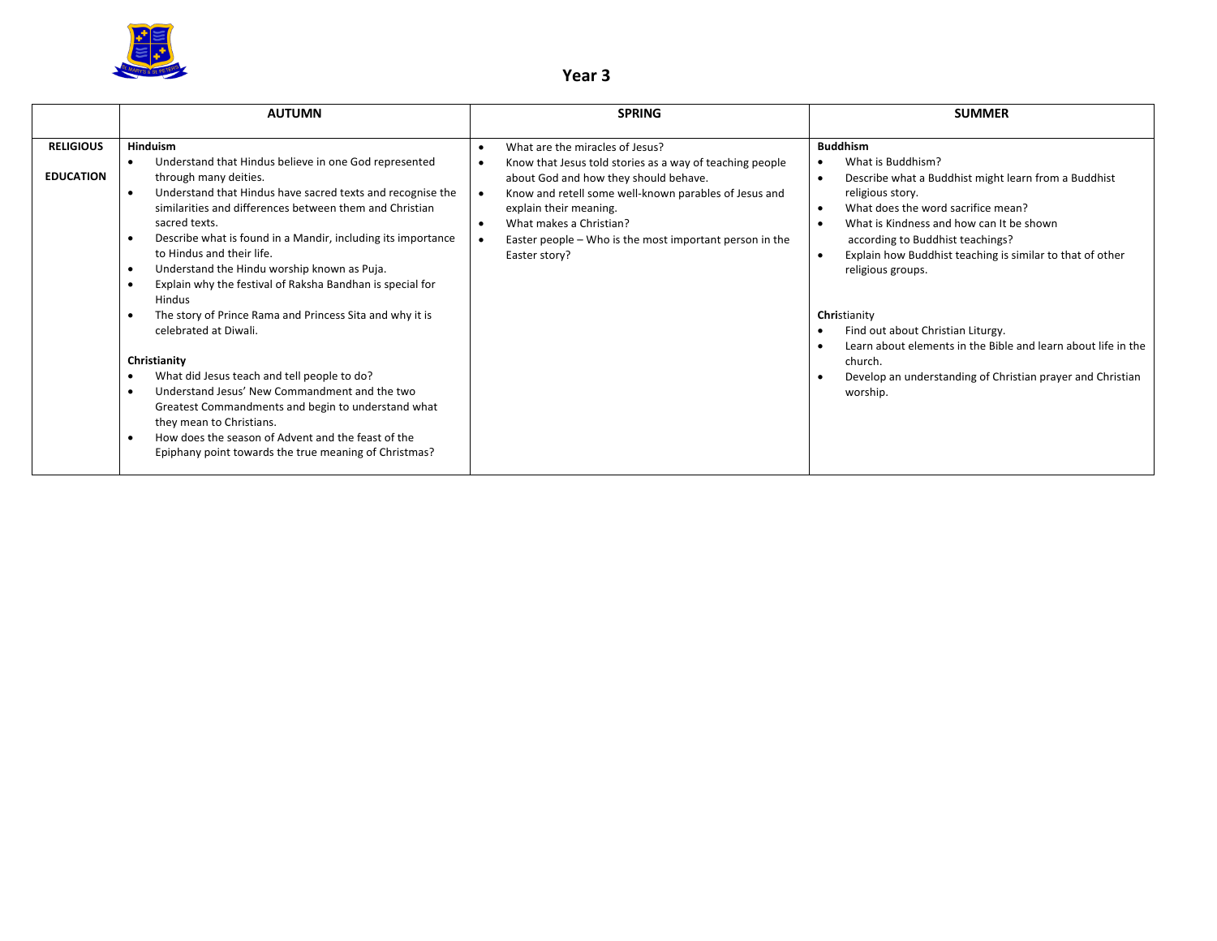# Year 3

| | AUTUMN | SPRING | SUMMER |
|---|---|---|---|
| **RELIGIOUS EDUCATION** | **Hinduism**<br>• Understand that Hindus believe in one God represented through many deities.<br>• Understand that Hindus have sacred texts and recognise the similarities and differences between them and Christian sacred texts.<br>• Describe what is found in a Mandir, including its importance to Hindus and their life.<br>• Understand the Hindu worship known as Puja.<br>• Explain why the festival of Raksha Bandhan is special for Hindus<br>• The story of Prince Rama and Princess Sita and why it is celebrated at Diwali.<br><br>**Christianity**<br>• What did Jesus teach and tell people to do?<br>• Understand Jesus' New Commandment and the two Greatest Commandments and begin to understand what they mean to Christians.<br>• How does the season of Advent and the feast of the Epiphany point towards the true meaning of Christmas? | • What are the miracles of Jesus?<br>• Know that Jesus told stories as a way of teaching people about God and how they should behave.<br>• Know and retell some well-known parables of Jesus and explain their meaning.<br>• What makes a Christian?<br>• Easter people – Who is the most important person in the Easter story? | **Buddhism**<br>• What is Buddhism?<br>• Describe what a Buddhist might learn from a Buddhist religious story.<br>• What does the word sacrifice mean?<br>• What is Kindness and how can It be shown according to Buddhist teachings?<br>• Explain how Buddhist teaching is similar to that of other religious groups.<br><br>**Chri**stianity<br>• Find out about Christian Liturgy.<br>• Learn about elements in the Bible and learn about life in the church.<br>• Develop an understanding of Christian prayer and Christian worship. |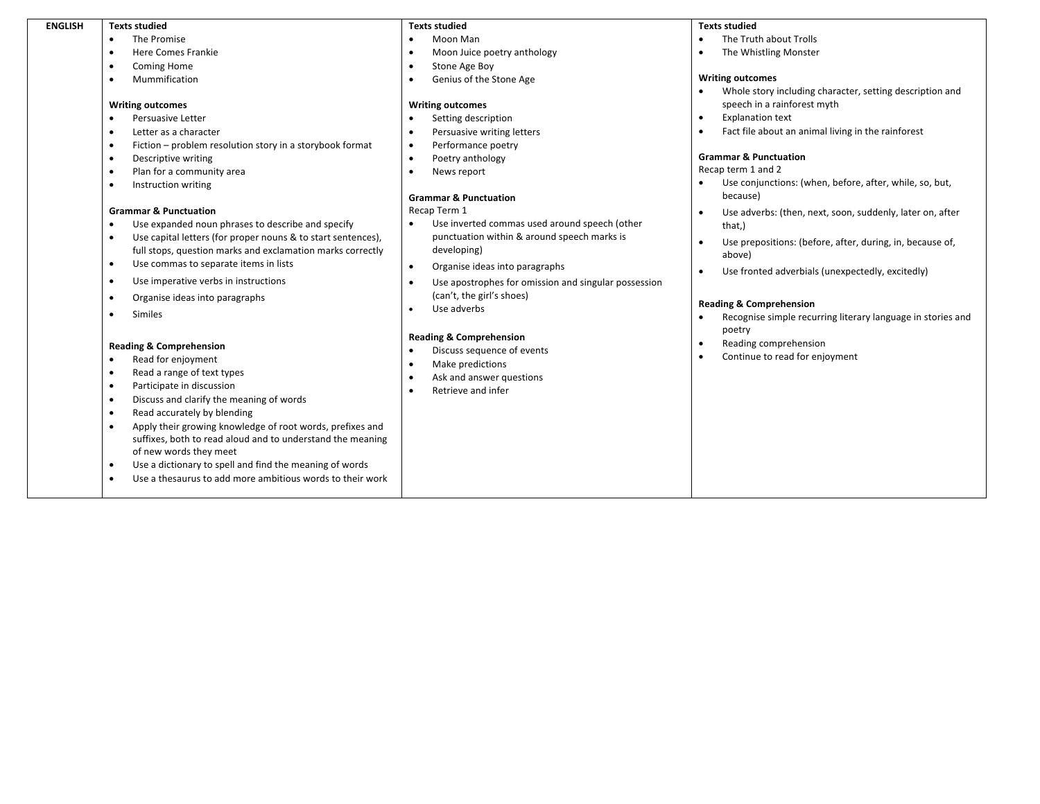| ENGLISH | | | |
|---|---|---|---|
| | **Texts studied**<br>• The Promise<br>• Here Comes Frankie<br>• Coming Home<br>• Mummification<br><br>**Writing outcomes**<br>• Persuasive Letter<br>• Letter as a character<br>• Fiction – problem resolution story in a storybook format<br>• Descriptive writing<br>• Plan for a community area<br>• Instruction writing<br><br>**Grammar & Punctuation**<br>• Use expanded noun phrases to describe and specify<br>• Use capital letters (for proper nouns & to start sentences), full stops, question marks and exclamation marks correctly<br>• Use commas to separate items in lists<br>• Use imperative verbs in instructions<br>• Organise ideas into paragraphs<br>• Similes<br><br>**Reading & Comprehension**<br>• Read for enjoyment<br>• Read a range of text types<br>• Participate in discussion<br>• Discuss and clarify the meaning of words<br>• Read accurately by blending<br>• Apply their growing knowledge of root words, prefixes and suffixes, both to read aloud and to understand the meaning of new words they meet<br>• Use a dictionary to spell and find the meaning of words<br>• Use a thesaurus to add more ambitious words to their work | **Texts studied**<br>• Moon Man<br>• Moon Juice poetry anthology<br>• Stone Age Boy<br>• Genius of the Stone Age<br><br>**Writing outcomes**<br>• Setting description<br>• Persuasive writing letters<br>• Performance poetry<br>• Poetry anthology<br>• News report<br><br>**Grammar & Punctuation**<br>Recap Term 1<br>• Use inverted commas used around speech (other punctuation within & around speech marks is developing)<br>• Organise ideas into paragraphs<br>• Use apostrophes for omission and singular possession (can't, the girl's shoes)<br>• Use adverbs<br><br>**Reading & Comprehension**<br>• Discuss sequence of events<br>• Make predictions<br>• Ask and answer questions<br>• Retrieve and infer | **Texts studied**<br>• The Truth about Trolls<br>• The Whistling Monster<br><br>**Writing outcomes**<br>• Whole story including character, setting description and speech in a rainforest myth<br>• Explanation text<br>• Fact file about an animal living in the rainforest<br><br>**Grammar & Punctuation**<br>Recap term 1 and 2<br>• Use conjunctions: (when, before, after, while, so, but, because)<br>• Use adverbs: (then, next, soon, suddenly, later on, after that,)<br>• Use prepositions: (before, after, during, in, because of, above)<br>• Use fronted adverbials (unexpectedly, excitedly)<br><br>**Reading & Comprehension**<br>• Recognise simple recurring literary language in stories and poetry<br>• Reading comprehension<br>• Continue to read for enjoyment |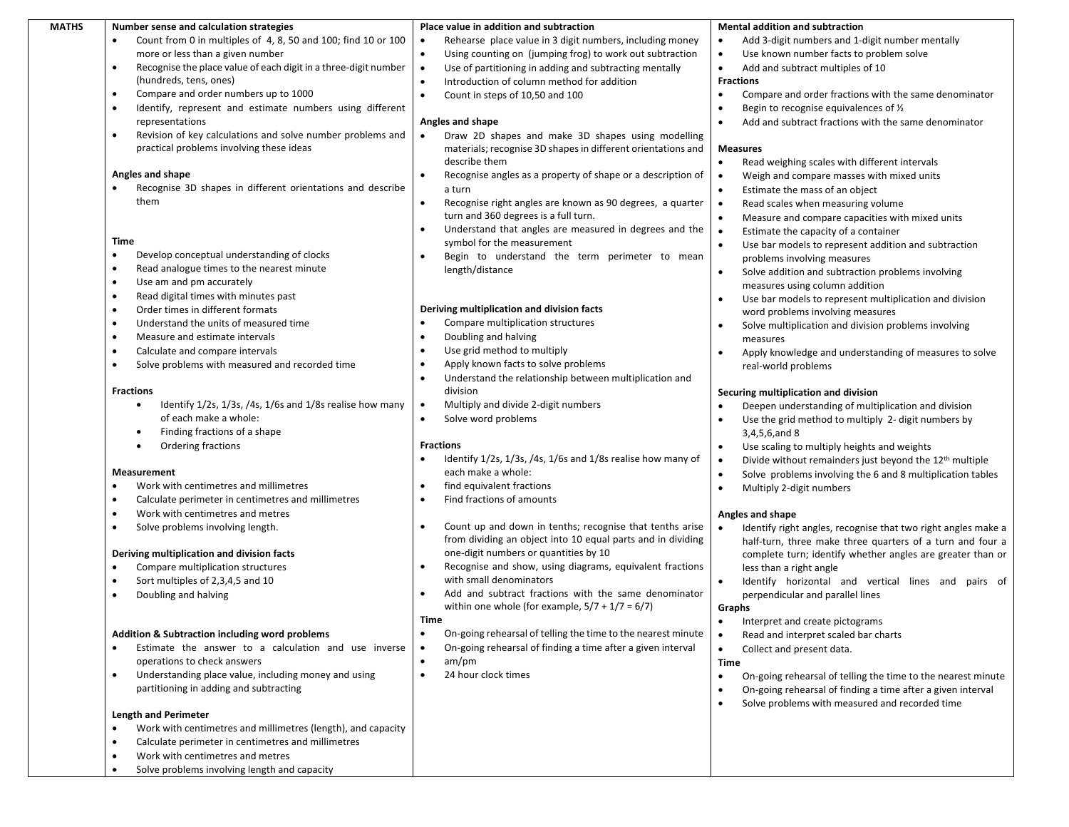| MATHS | Column 1 | Column 2 | Column 3 |
|---|---|---|---|
| | **Number sense and calculation strategies**<br>• Count from 0 in multiples of 4, 8, 50 and 100; find 10 or 100 more or less than a given number<br>• Recognise the place value of each digit in a three-digit number (hundreds, tens, ones)<br>• Compare and order numbers up to 1000<br>• Identify, represent and estimate numbers using different representations<br>• Revision of key calculations and solve number problems and practical problems involving these ideas<br><br>**Angles and shape**<br>• Recognise 3D shapes in different orientations and describe them<br><br>**Time**<br>• Develop conceptual understanding of clocks<br>• Read analogue times to the nearest minute<br>• Use am and pm accurately<br>• Read digital times with minutes past<br>• Order times in different formats<br>• Understand the units of measured time<br>• Measure and estimate intervals<br>• Calculate and compare intervals<br>• Solve problems with measured and recorded time<br><br>**Fractions**<br>• Identify 1/2s, 1/3s, /4s, 1/6s and 1/8s realise how many of each make a whole:<br>• Finding fractions of a shape<br>• Ordering fractions<br><br>**Measurement**<br>• Work with centimetres and millimetres<br>• Calculate perimeter in centimetres and millimetres<br>• Work with centimetres and metres<br>• Solve problems involving length.<br><br>**Deriving multiplication and division facts**<br>• Compare multiplication structures<br>• Sort multiples of 2,3,4,5 and 10<br>• Doubling and halving<br><br>**Addition & Subtraction including word problems**<br>• Estimate the answer to a calculation and use inverse operations to check answers<br>• Understanding place value, including money and using partitioning in adding and subtracting<br><br>**Length and Perimeter**<br>• Work with centimetres and millimetres (length), and capacity<br>• Calculate perimeter in centimetres and millimetres<br>• Work with centimetres and metres<br>• Solve problems involving length and capacity | **Place value in addition and subtraction**<br>• Rehearse place value in 3 digit numbers, including money<br>• Using counting on (jumping frog) to work out subtraction<br>• Use of partitioning in adding and subtracting mentally<br>• Introduction of column method for addition<br>• Count in steps of 10,50 and 100<br><br>**Angles and shape**<br>• Draw 2D shapes and make 3D shapes using modelling materials; recognise 3D shapes in different orientations and describe them<br>• Recognise angles as a property of shape or a description of a turn<br>• Recognise right angles are known as 90 degrees, a quarter turn and 360 degrees is a full turn.<br>• Understand that angles are measured in degrees and the symbol for the measurement<br>• Begin to understand the term perimeter to mean length/distance<br><br>**Deriving multiplication and division facts**<br>• Compare multiplication structures<br>• Doubling and halving<br>• Use grid method to multiply<br>• Apply known facts to solve problems<br>• Understand the relationship between multiplication and division<br>• Multiply and divide 2-digit numbers<br>• Solve word problems<br><br>**Fractions**<br>• Identify 1/2s, 1/3s, /4s, 1/6s and 1/8s realise how many of each make a whole:<br>• find equivalent fractions<br>• Find fractions of amounts<br><br>• Count up and down in tenths; recognise that tenths arise from dividing an object into 10 equal parts and in dividing one-digit numbers or quantities by 10<br>• Recognise and show, using diagrams, equivalent fractions with small denominators<br>• Add and subtract fractions with the same denominator within one whole (for example, 5/7 + 1/7 = 6/7)<br><br>**Time**<br>• On-going rehearsal of telling the time to the nearest minute<br>• On-going rehearsal of finding a time after a given interval<br>• am/pm<br>• 24 hour clock times | **Mental addition and subtraction**<br>• Add 3-digit numbers and 1-digit number mentally<br>• Use known number facts to problem solve<br>• Add and subtract multiples of 10<br><br>**Fractions**<br>• Compare and order fractions with the same denominator<br>• Begin to recognise equivalences of ½<br>• Add and subtract fractions with the same denominator<br><br>**Measures**<br>• Read weighing scales with different intervals<br>• Weigh and compare masses with mixed units<br>• Estimate the mass of an object<br>• Read scales when measuring volume<br>• Measure and compare capacities with mixed units<br>• Estimate the capacity of a container<br>• Use bar models to represent addition and subtraction problems involving measures<br>• Solve addition and subtraction problems involving measures using column addition<br>• Use bar models to represent multiplication and division word problems involving measures<br>• Solve multiplication and division problems involving measures<br>• Apply knowledge and understanding of measures to solve real-world problems<br><br>**Securing multiplication and division**<br>• Deepen understanding of multiplication and division<br>• Use the grid method to multiply 2- digit numbers by 3,4,5,6,and 8<br>• Use scaling to multiply heights and weights<br>• Divide without remainders just beyond the 12th multiple<br>• Solve problems involving the 6 and 8 multiplication tables<br>• Multiply 2-digit numbers<br><br>**Angles and shape**<br>• Identify right angles, recognise that two right angles make a half-turn, three make three quarters of a turn and four a complete turn; identify whether angles are greater than or less than a right angle<br>• Identify horizontal and vertical lines and pairs of perpendicular and parallel lines<br><br>**Graphs**<br>• Interpret and create pictograms<br>• Read and interpret scaled bar charts<br>• Collect and present data.<br><br>**Time**<br>• On-going rehearsal of telling the time to the nearest minute<br>• On-going rehearsal of finding a time after a given interval<br>• Solve problems with measured and recorded time |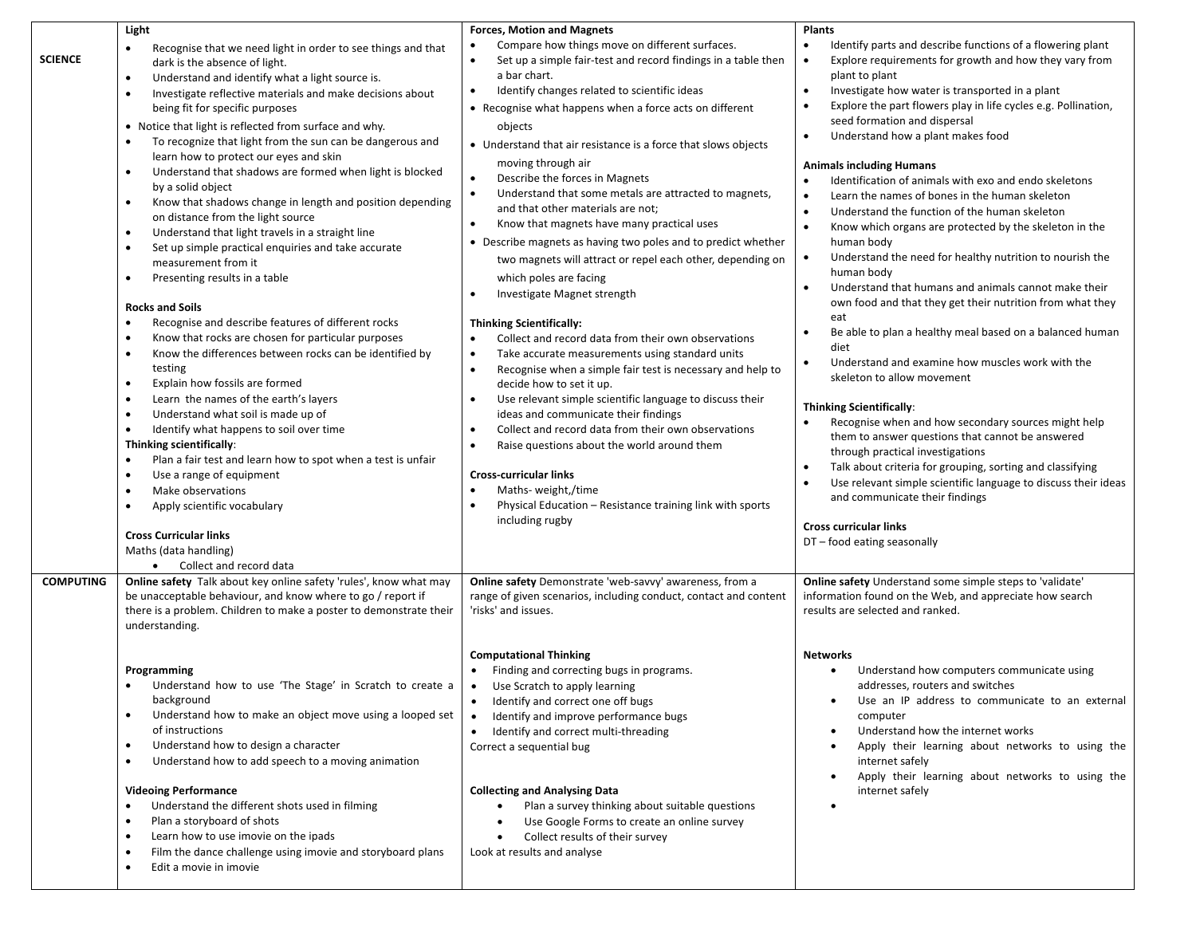| | | | |
|---|---|---|---|
| **SCIENCE** | **Light**<br>• Recognise that we need light in order to see things and that dark is the absence of light.<br>• Understand and identify what a light source is.<br>• Investigate reflective materials and make decisions about being fit for specific purposes<br>• Notice that light is reflected from surface and why.<br>• To recognize that light from the sun can be dangerous and learn how to protect our eyes and skin<br>• Understand that shadows are formed when light is blocked by a solid object<br>• Know that shadows change in length and position depending on distance from the light source<br>• Understand that light travels in a straight line<br>• Set up simple practical enquiries and take accurate measurement from it<br>• Presenting results in a table<br><br>**Rocks and Soils**<br>• Recognise and describe features of different rocks<br>• Know that rocks are chosen for particular purposes<br>• Know the differences between rocks can be identified by testing<br>• Explain how fossils are formed<br>• Learn the names of the earth's layers<br>• Understand what soil is made up of<br>• Identify what happens to soil over time<br>**Thinking scientifically**:<br>• Plan a fair test and learn how to spot when a test is unfair<br>• Use a range of equipment<br>• Make observations<br>• Apply scientific vocabulary<br><br>**Cross Curricular links**<br>Maths (data handling)<br>• Collect and record data | **Forces, Motion and Magnets**<br>• Compare how things move on different surfaces.<br>• Set up a simple fair-test and record findings in a table then a bar chart.<br>• Identify changes related to scientific ideas<br>• Recognise what happens when a force acts on different objects<br>• Understand that air resistance is a force that slows objects moving through air<br>• Describe the forces in Magnets<br>• Understand that some metals are attracted to magnets, and that other materials are not;<br>• Know that magnets have many practical uses<br>• Describe magnets as having two poles and to predict whether two magnets will attract or repel each other, depending on which poles are facing<br>• Investigate Magnet strength<br><br>**Thinking Scientifically:**<br>• Collect and record data from their own observations<br>• Take accurate measurements using standard units<br>• Recognise when a simple fair test is necessary and help to decide how to set it up.<br>• Use relevant simple scientific language to discuss their ideas and communicate their findings<br>• Collect and record data from their own observations<br>• Raise questions about the world around them<br><br>**Cross-curricular links**<br>• Maths- weight,/time<br>• Physical Education – Resistance training link with sports including rugby | **Plants**<br>• Identify parts and describe functions of a flowering plant<br>• Explore requirements for growth and how they vary from plant to plant<br>• Investigate how water is transported in a plant<br>• Explore the part flowers play in life cycles e.g. Pollination, seed formation and dispersal<br>• Understand how a plant makes food<br><br>**Animals including Humans**<br>• Identification of animals with exo and endo skeletons<br>• Learn the names of bones in the human skeleton<br>• Understand the function of the human skeleton<br>• Know which organs are protected by the skeleton in the human body<br>• Understand the need for healthy nutrition to nourish the human body<br>• Understand that humans and animals cannot make their own food and that they get their nutrition from what they eat<br>• Be able to plan a healthy meal based on a balanced human diet<br>• Understand and examine how muscles work with the skeleton to allow movement<br><br>**Thinking Scientifically**:<br>• Recognise when and how secondary sources might help them to answer questions that cannot be answered through practical investigations<br>• Talk about criteria for grouping, sorting and classifying<br>• Use relevant simple scientific language to discuss their ideas and communicate their findings<br><br>**Cross curricular links**<br>DT – food eating seasonally |
| **COMPUTING** | **Online safety** Talk about key online safety 'rules', know what may be unacceptable behaviour, and know where to go / report if there is a problem. Children to make a poster to demonstrate their understanding.<br><br>**Programming**<br>• Understand how to use 'The Stage' in Scratch to create a background<br>• Understand how to make an object move using a looped set of instructions<br>• Understand how to design a character<br>• Understand how to add speech to a moving animation<br><br>**Videoing Performance**<br>• Understand the different shots used in filming<br>• Plan a storyboard of shots<br>• Learn how to use imovie on the ipads<br>• Film the dance challenge using imovie and storyboard plans<br>• Edit a movie in imovie | **Online safety** Demonstrate 'web-savvy' awareness, from a range of given scenarios, including conduct, contact and content 'risks' and issues.<br><br>**Computational Thinking**<br>• Finding and correcting bugs in programs.<br>• Use Scratch to apply learning<br>• Identify and correct one off bugs<br>• Identify and improve performance bugs<br>• Identify and correct multi-threading<br>Correct a sequential bug<br><br>**Collecting and Analysing Data**<br>• Plan a survey thinking about suitable questions<br>• Use Google Forms to create an online survey<br>• Collect results of their survey<br>Look at results and analyse | **Online safety** Understand some simple steps to 'validate' information found on the Web, and appreciate how search results are selected and ranked.<br><br>**Networks**<br>• Understand how computers communicate using addresses, routers and switches<br>• Use an IP address to communicate to an external computer<br>• Understand how the internet works<br>• Apply their learning about networks to using the internet safely<br>• Apply their learning about networks to using the internet safely<br>• |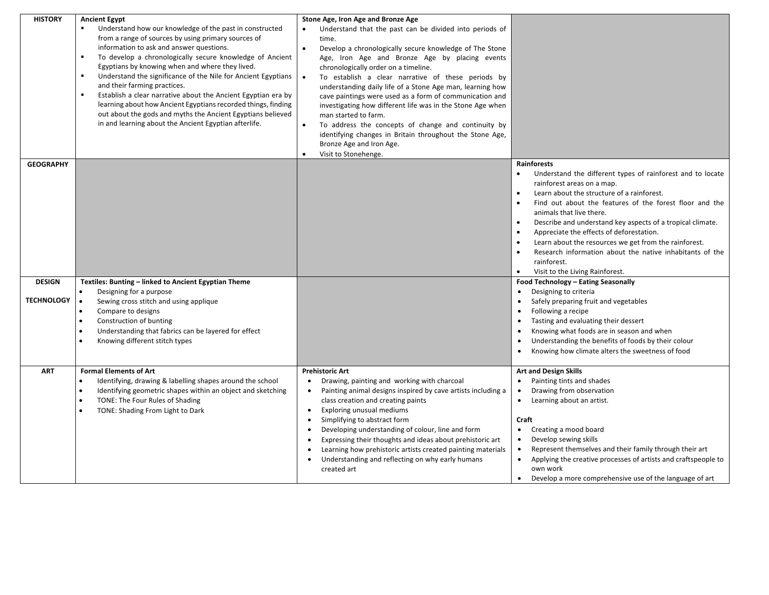| | | | |
|---|---|---|---|
| **HISTORY** | **Ancient Egypt**<br>▪ Understand how our knowledge of the past in constructed from a range of sources by using primary sources of information to ask and answer questions.<br>▪ To develop a chronologically secure knowledge of Ancient Egyptians by knowing when and where they lived.<br>▪ Understand the significance of the Nile for Ancient Egyptians and their farming practices.<br>▪ Establish a clear narrative about the Ancient Egyptian era by learning about how Ancient Egyptians recorded things, finding out about the gods and myths the Ancient Egyptians believed in and learning about the Ancient Egyptian afterlife. | **Stone Age, Iron Age and Bronze Age**<br>• Understand that the past can be divided into periods of time.<br>• Develop a chronologically secure knowledge of The Stone Age, Iron Age and Bronze Age by placing events chronologically order on a timeline.<br>• To establish a clear narrative of these periods by understanding daily life of a Stone Age man, learning how cave paintings were used as a form of communication and investigating how different life was in the Stone Age when man started to farm.<br>• To address the concepts of change and continuity by identifying changes in Britain throughout the Stone Age, Bronze Age and Iron Age.<br>• Visit to Stonehenge. | |
| **GEOGRAPHY** | | | **Rainforests**<br>• Understand the different types of rainforest and to locate rainforest areas on a map.<br>• Learn about the structure of a rainforest.<br>• Find out about the features of the forest floor and the animals that live there.<br>• Describe and understand key aspects of a tropical climate.<br>• Appreciate the effects of deforestation.<br>• Learn about the resources we get from the rainforest.<br>• Research information about the native inhabitants of the rainforest.<br>• Visit to the Living Rainforest. |
| **DESIGN TECHNOLOGY** | **Textiles: Bunting – linked to Ancient Egyptian Theme**<br>• Designing for a purpose<br>• Sewing cross stitch and using applique<br>• Compare to designs<br>• Construction of bunting<br>• Understanding that fabrics can be layered for effect<br>• Knowing different stitch types | | **Food Technology – Eating Seasonally**<br>• Designing to criteria<br>• Safely preparing fruit and vegetables<br>• Following a recipe<br>• Tasting and evaluating their dessert<br>• Knowing what foods are in season and when<br>• Understanding the benefits of foods by their colour<br>• Knowing how climate alters the sweetness of food |
| **ART** | **Formal Elements of Art**<br>• Identifying, drawing & labelling shapes around the school<br>• Identifying geometric shapes within an object and sketching<br>• TONE: The Four Rules of Shading<br>• TONE: Shading From Light to Dark | **Prehistoric Art**<br>• Drawing, painting and working with charcoal<br>• Painting animal designs inspired by cave artists including a class creation and creating paints<br>• Exploring unusual mediums<br>• Simplifying to abstract form<br>• Developing understanding of colour, line and form<br>• Expressing their thoughts and ideas about prehistoric art<br>• Learning how prehistoric artists created painting materials<br>• Understanding and reflecting on why early humans created art | **Art and Design Skills**<br>• Painting tints and shades<br>• Drawing from observation<br>• Learning about an artist.<br><br>**Craft**<br>• Creating a mood board<br>• Develop sewing skills<br>• Represent themselves and their family through their art<br>• Applying the creative processes of artists and craftspeople to own work<br>• Develop a more comprehensive use of the language of art |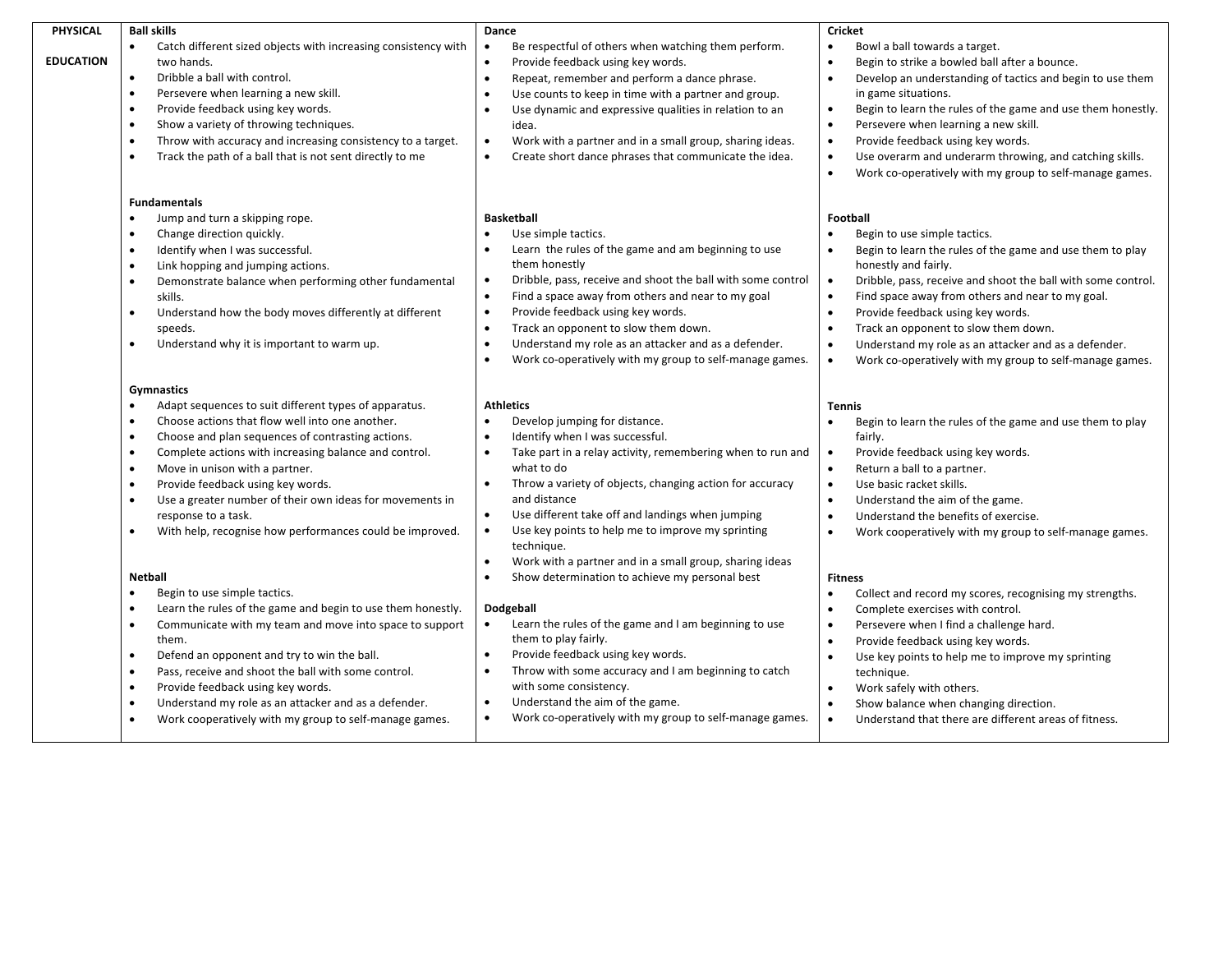# PHYSICAL EDUCATION

### Ball skills

- Catch different sized objects with increasing consistency with two hands.
- Dribble a ball with control.
- Persevere when learning a new skill.
- Provide feedback using key words.
- Show a variety of throwing techniques.
- Throw with accuracy and increasing consistency to a target.
- Track the path of a ball that is not sent directly to me

### Fundamentals

- Jump and turn a skipping rope.
- Change direction quickly.
- Identify when I was successful.
- Link hopping and jumping actions.
- Demonstrate balance when performing other fundamental skills.
- Understand how the body moves differently at different speeds.
- Understand why it is important to warm up.

### Gymnastics

- Adapt sequences to suit different types of apparatus.
- Choose actions that flow well into one another.
- Choose and plan sequences of contrasting actions.
- Complete actions with increasing balance and control.
- Move in unison with a partner.
- Provide feedback using key words.
- Use a greater number of their own ideas for movements in response to a task.
- With help, recognise how performances could be improved.

### Netball

- Begin to use simple tactics.
- Learn the rules of the game and begin to use them honestly.
- Communicate with my team and move into space to support them.
- Defend an opponent and try to win the ball.
- Pass, receive and shoot the ball with some control.
- Provide feedback using key words.
- Understand my role as an attacker and as a defender.
- Work cooperatively with my group to self-manage games.

### Dance

- Be respectful of others when watching them perform.
- Provide feedback using key words.
- Repeat, remember and perform a dance phrase.
- Use counts to keep in time with a partner and group.
- Use dynamic and expressive qualities in relation to an idea.
- Work with a partner and in a small group, sharing ideas.
- Create short dance phrases that communicate the idea.

### Basketball

- Use simple tactics.
- Learn the rules of the game and am beginning to use them honestly
- Dribble, pass, receive and shoot the ball with some control
- Find a space away from others and near to my goal
- Provide feedback using key words.
- Track an opponent to slow them down.
- Understand my role as an attacker and as a defender.
- Work co-operatively with my group to self-manage games.

### Athletics

- Develop jumping for distance.
- Identify when I was successful.
- Take part in a relay activity, remembering when to run and what to do
- Throw a variety of objects, changing action for accuracy and distance
- Use different take off and landings when jumping
- Use key points to help me to improve my sprinting technique.
- Work with a partner and in a small group, sharing ideas
- Show determination to achieve my personal best

### Dodgeball

- Learn the rules of the game and I am beginning to use them to play fairly.
- Provide feedback using key words.
- Throw with some accuracy and I am beginning to catch with some consistency.
- Understand the aim of the game.
- Work co-operatively with my group to self-manage games.

### Cricket

- Bowl a ball towards a target.
- Begin to strike a bowled ball after a bounce.
- Develop an understanding of tactics and begin to use them in game situations.
- Begin to learn the rules of the game and use them honestly.
- Persevere when learning a new skill.
- Provide feedback using key words.
- Use overarm and underarm throwing, and catching skills.
- Work co-operatively with my group to self-manage games.

### Football

- Begin to use simple tactics.
- Begin to learn the rules of the game and use them to play honestly and fairly.
- Dribble, pass, receive and shoot the ball with some control.
- Find space away from others and near to my goal.
- Provide feedback using key words.
- Track an opponent to slow them down.
- Understand my role as an attacker and as a defender.
- Work co-operatively with my group to self-manage games.

### Tennis

- Begin to learn the rules of the game and use them to play fairly.
- Provide feedback using key words.
- Return a ball to a partner.
- Use basic racket skills.
- Understand the aim of the game.
- Understand the benefits of exercise.
- Work cooperatively with my group to self-manage games.

### Fitness

- Collect and record my scores, recognising my strengths.
- Complete exercises with control.
- Persevere when I find a challenge hard.
- Provide feedback using key words.
- Use key points to help me to improve my sprinting technique.
- Work safely with others.
- Show balance when changing direction.
- Understand that there are different areas of fitness.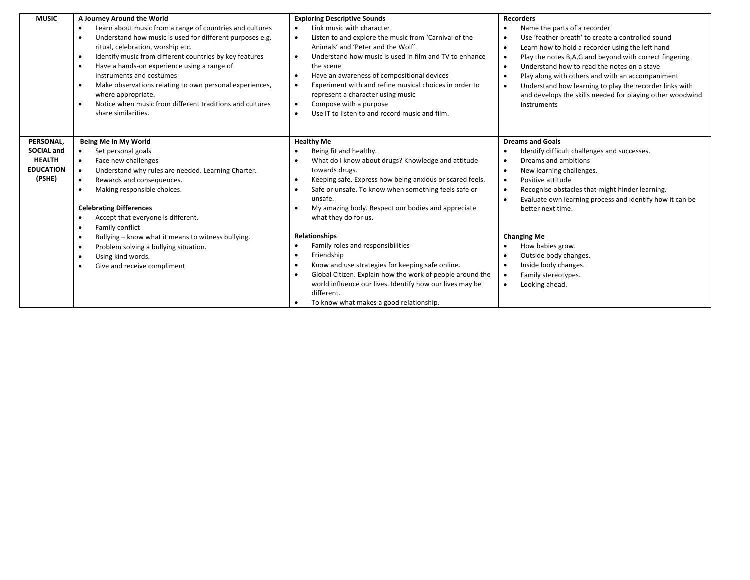| | | | |
|---|---|---|---|
| **MUSIC** | **A Journey Around the World**<br>• Learn about music from a range of countries and cultures<br>• Understand how music is used for different purposes e.g. ritual, celebration, worship etc.<br>• Identify music from different countries by key features<br>• Have a hands-on experience using a range of instruments and costumes<br>• Make observations relating to own personal experiences, where appropriate.<br>• Notice when music from different traditions and cultures share similarities. | **Exploring Descriptive Sounds**<br>• Link music with character<br>• Listen to and explore the music from 'Carnival of the Animals' and 'Peter and the Wolf'.<br>• Understand how music is used in film and TV to enhance the scene<br>• Have an awareness of compositional devices<br>• Experiment with and refine musical choices in order to represent a character using music<br>• Compose with a purpose<br>• Use IT to listen to and record music and film. | **Recorders**<br>• Name the parts of a recorder<br>• Use 'feather breath' to create a controlled sound<br>• Learn how to hold a recorder using the left hand<br>• Play the notes B,A,G and beyond with correct fingering<br>• Understand how to read the notes on a stave<br>• Play along with others and with an accompaniment<br>• Understand how learning to play the recorder links with and develops the skills needed for playing other woodwind instruments |
| **PERSONAL, SOCIAL and HEALTH EDUCATION (PSHE)** | **Being Me in My World**<br>• Set personal goals<br>• Face new challenges<br>• Understand why rules are needed. Learning Charter.<br>• Rewards and consequences.<br>• Making responsible choices.<br><br>**Celebrating Differences**<br>• Accept that everyone is different.<br>• Family conflict<br>• Bullying – know what it means to witness bullying.<br>• Problem solving a bullying situation.<br>• Using kind words.<br>• Give and receive compliment | **Healthy Me**<br>• Being fit and healthy.<br>• What do I know about drugs? Knowledge and attitude towards drugs.<br>• Keeping safe. Express how being anxious or scared feels.<br>• Safe or unsafe. To know when something feels safe or unsafe.<br>• My amazing body. Respect our bodies and appreciate what they do for us.<br><br>**Relationships**<br>• Family roles and responsibilities<br>• Friendship<br>• Know and use strategies for keeping safe online.<br>• Global Citizen. Explain how the work of people around the world influence our lives. Identify how our lives may be different.<br>• To know what makes a good relationship. | **Dreams and Goals**<br>• Identify difficult challenges and successes.<br>• Dreams and ambitions<br>• New learning challenges.<br>• Positive attitude<br>• Recognise obstacles that might hinder learning.<br>• Evaluate own learning process and identify how it can be better next time.<br><br>**Changing Me**<br>• How babies grow.<br>• Outside body changes.<br>• Inside body changes.<br>• Family stereotypes.<br>• Looking ahead. |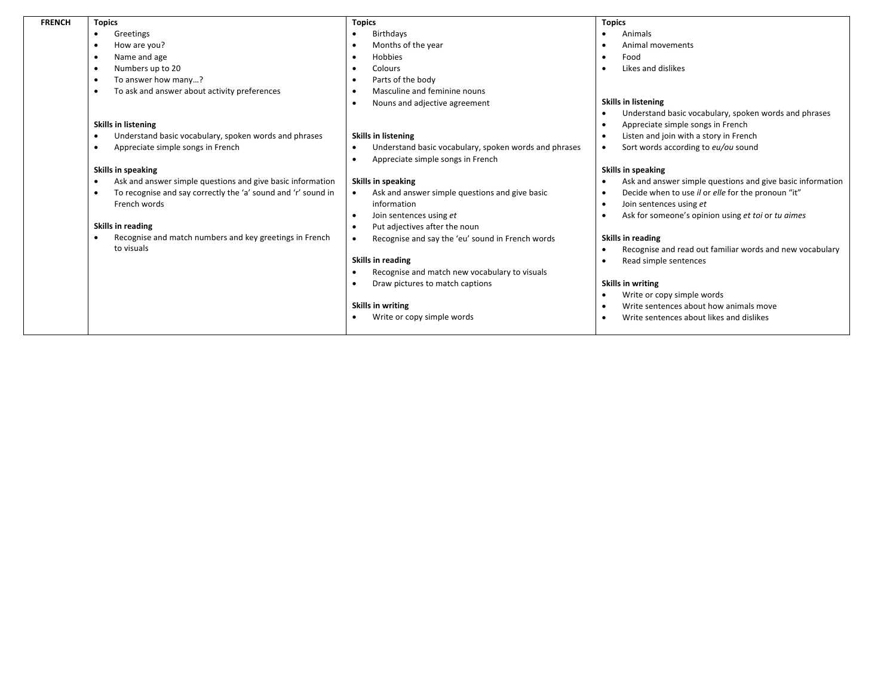| | | | |
|---|---|---|---|
| **FRENCH** | **Topics**<br>• Greetings<br>• How are you?<br>• Name and age<br>• Numbers up to 20<br>• To answer how many…?<br>• To ask and answer about activity preferences<br><br>**Skills in listening**<br>• Understand basic vocabulary, spoken words and phrases<br>• Appreciate simple songs in French<br><br>**Skills in speaking**<br>• Ask and answer simple questions and give basic information<br>• To recognise and say correctly the 'a' sound and 'r' sound in French words<br><br>**Skills in reading**<br>• Recognise and match numbers and key greetings in French to visuals | **Topics**<br>• Birthdays<br>• Months of the year<br>• Hobbies<br>• Colours<br>• Parts of the body<br>• Masculine and feminine nouns<br>• Nouns and adjective agreement<br><br>**Skills in listening**<br>• Understand basic vocabulary, spoken words and phrases<br>• Appreciate simple songs in French<br><br>**Skills in speaking**<br>• Ask and answer simple questions and give basic information<br>• Join sentences using *et*<br>• Put adjectives after the noun<br>• Recognise and say the 'eu' sound in French words<br><br>**Skills in reading**<br>• Recognise and match new vocabulary to visuals<br>• Draw pictures to match captions<br><br>**Skills in writing**<br>• Write or copy simple words | **Topics**<br>• Animals<br>• Animal movements<br>• Food<br>• Likes and dislikes<br><br>**Skills in listening**<br>• Understand basic vocabulary, spoken words and phrases<br>• Appreciate simple songs in French<br>• Listen and join with a story in French<br>• Sort words according to *eu/ou* sound<br><br>**Skills in speaking**<br>• Ask and answer simple questions and give basic information<br>• Decide when to use *il* or *elle* for the pronoun "it"<br>• Join sentences using *et*<br>• Ask for someone's opinion using *et toi* or *tu aimes*<br><br>**Skills in reading**<br>• Recognise and read out familiar words and new vocabulary<br>• Read simple sentences<br><br>**Skills in writing**<br>• Write or copy simple words<br>• Write sentences about how animals move<br>• Write sentences about likes and dislikes |